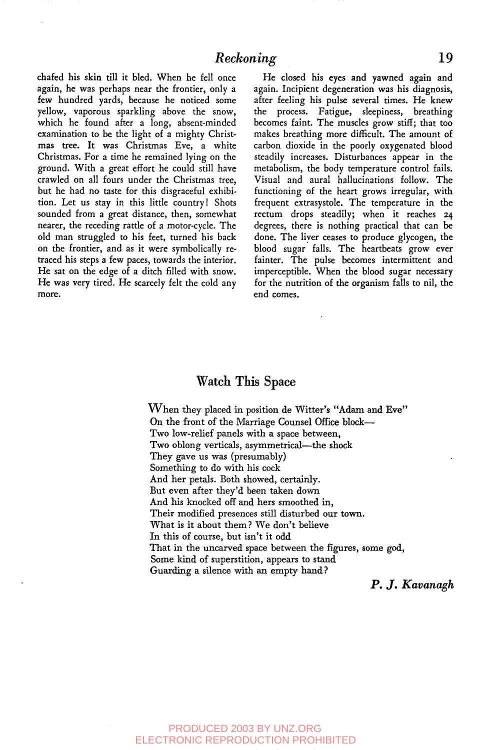chafed his skin till it bled. When he fell once again, he was perhaps near the frontier, only a few hundred yards, because he noticed some yellow, vaporous sparkling above the snow, which he found after a long, absent-minded examination to be the light of a mighty Christmas tree. It was Christmas Eve, a white Christmas. For a time he remained lying on the ground. With a great effort he could still have crawled on all fours under the Christmas tree, but he had no taste for this disgraceful exhibition. Let us stay in this little country! Shots sounded from a great distance, then, somewhat nearer, the receding rattle of a motor-cycle. The old man struggled to his feet, turned his back on the frontier, and as it were symbolically retraced his steps a few paces, towards the interior. He sat on the edge of a ditch filled with snow. He was very tired. He scarcely felt the cold any more.

He closed his eyes and yawned again and again. Incipient degeneration was his diagnosis, after feeling his pulse several times. He knew the process. Fatigue, sleepiness, breathing becomes faint. The muscles grow stiff; that too makes breathing more difficult. The amount of carbon dioxide in the poorly oxygenated blood steadily increases. Disturbances appear in the metabolism, the body temperature control fails. Visual and aural hallucinations follow. The functioning of the heart grows irregular, with frequent extrasystole. The temperature in the rectum drops steadily; when it reaches 24 degrees, there is nothing practical that can be done. The liver ceases to produce glycogen, the blood sugar falls. The heartbeats grow ever fainter. The pulse becomes intermittent and imperceptible. When the blood sugar necessary for the nutrition of the organism falls to nil, the end comes.

## Watch This Space

When they placed in position de Witter's "Adam and Eve"  
On the front of the Marriage Counsel Office block—  
Two low-relief panels with a space between,  
Two oblong verticals, asymmetrical—the shock  
They gave us was (presumably)  
Something to do with his cock  
And her petals. Both showed, certainly.  
But even after they'd been taken down  
And his knocked off and hers smoothed in,  
Their modified presences still disturbed our town.  
What is it about them? We don't believe  
In this of course, but isn't it odd  
That in the uncarved space between the figures, some god,  
Some kind of superstition, appears to stand  
Guarding a silence with an empty hand?

***P. J. Kavanagh***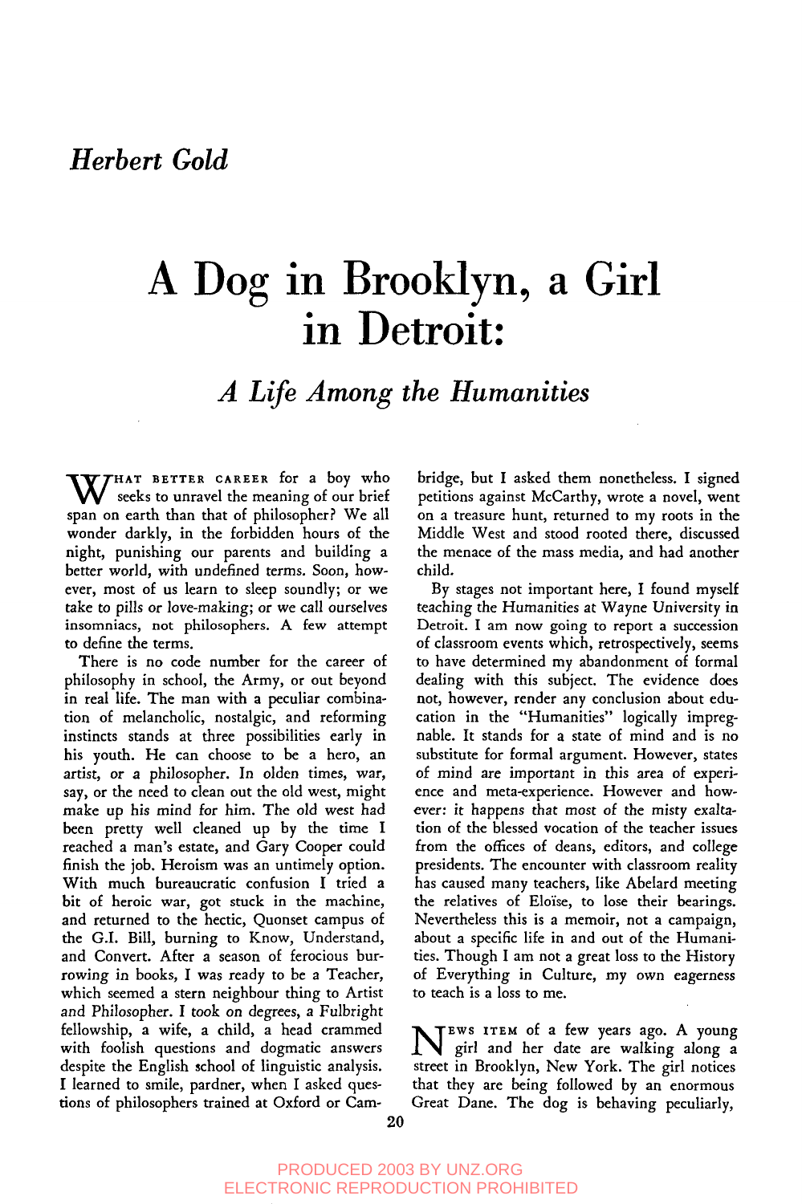*Herbert Gold*

# A Dog in Brooklyn, a Girl in Detroit:

## *A Life Among the Humanities*

WHAT BETTER CAREER for a boy who seeks to unravel the meaning of our brief span on earth than that of philosopher? We all wonder darkly, in the forbidden hours of the night, punishing our parents and building a better world, with undefined terms. Soon, however, most of us learn to sleep soundly; or we take to pills or love-making; or we call ourselves insomniacs, not philosophers. A few attempt to define the terms.

There is no code number for the career of philosophy in school, the Army, or out beyond in real life. The man with a peculiar combination of melancholic, nostalgic, and reforming instincts stands at three possibilities early in his youth. He can choose to be a hero, an artist, or a philosopher. In olden times, war, say, or the need to clean out the old west, might make up his mind for him. The old west had been pretty well cleaned up by the time I reached a man's estate, and Gary Cooper could finish the job. Heroism was an untimely option. With much bureaucratic confusion I tried a bit of heroic war, got stuck in the machine, and returned to the hectic, Quonset campus of the G.I. Bill, burning to Know, Understand, and Convert. After a season of ferocious burrowing in books, I was ready to be a Teacher, which seemed a stern neighbour thing to Artist and Philosopher. I took on degrees, a Fulbright fellowship, a wife, a child, a head crammed with foolish questions and dogmatic answers despite the English school of linguistic analysis. I learned to smile, pardner, when I asked questions of philosophers trained at Oxford or Cambridge, but I asked them nonetheless. I signed petitions against McCarthy, wrote a novel, went on a treasure hunt, returned to my roots in the Middle West and stood rooted there, discussed the menace of the mass media, and had another child.

By stages not important here, I found myself teaching the Humanities at Wayne University in Detroit. I am now going to report a succession of classroom events which, retrospectively, seems to have determined my abandonment of formal dealing with this subject. The evidence does not, however, render any conclusion about education in the "Humanities" logically impregnable. It stands for a state of mind and is no substitute for formal argument. However, states of mind are important in this area of experience and meta-experience. However and however: it happens that most of the misty exaltation of the blessed vocation of the teacher issues from the offices of deans, editors, and college presidents. The encounter with classroom reality has caused many teachers, like Abelard meeting the relatives of Eloïse, to lose their bearings. Nevertheless this is a memoir, not a campaign, about a specific life in and out of the Humanities. Though I am not a great loss to the History of Everything in Culture, my own eagerness to teach is a loss to me.

NEWS ITEM of a few years ago. A young girl and her date are walking along a street in Brooklyn, New York. The girl notices that they are being followed by an enormous Great Dane. The dog is behaving peculiarly,